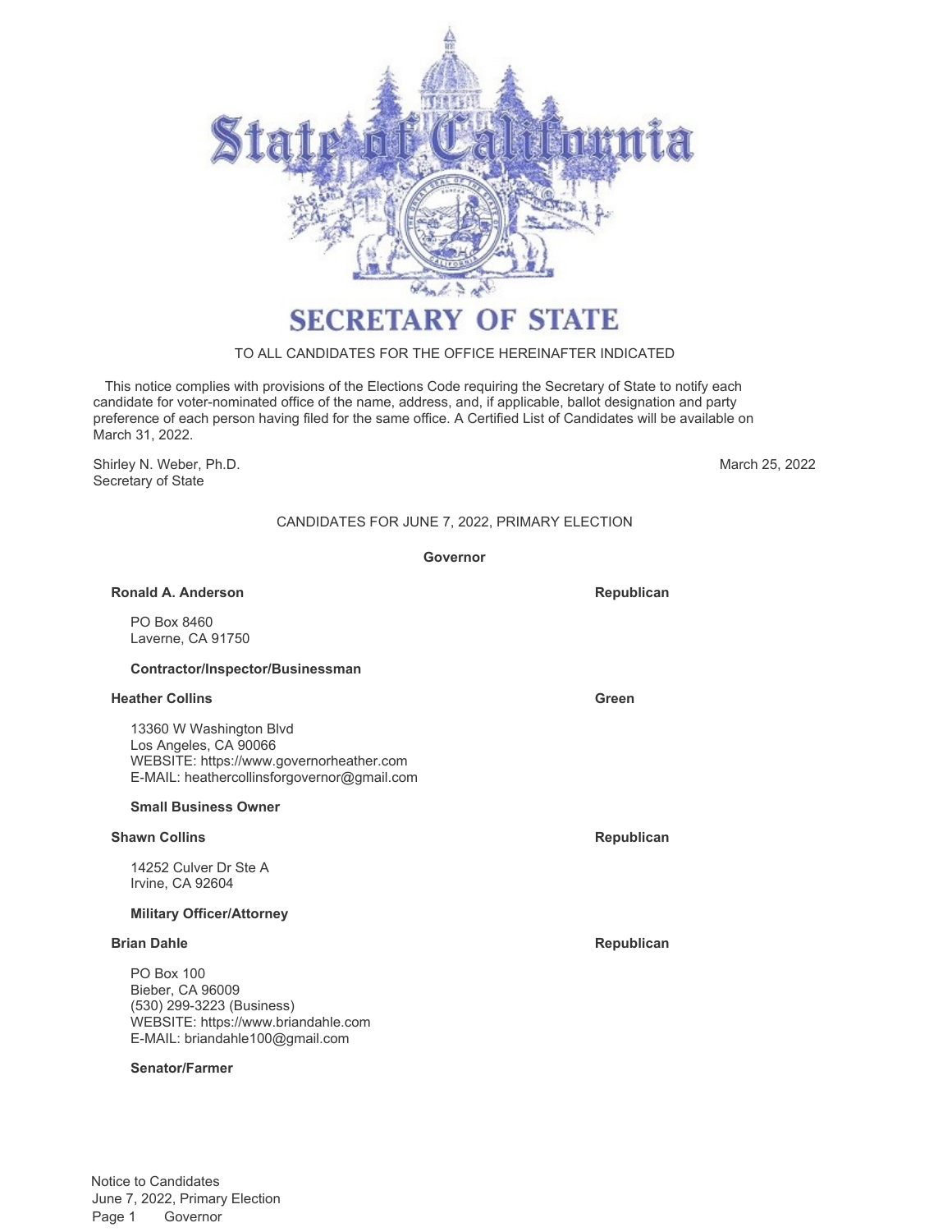# SECRETARY OF STATE

TO ALL CANDIDATES FOR THE OFFICE HEREINAFTER INDICATED

This notice complies with provisions of the Elections Code requiring the Secretary of State to notify each candidate for voter-nominated office of the name, address, and, if applicable, ballot designation and party preference of each person having filed for the same office. A Certified List of Candidates will be available on March 31, 2022.

Shirley N. Weber, Ph.D.
Secretary of State

March 25, 2022

## CANDIDATES FOR JUNE 7, 2022, PRIMARY ELECTION

### Governor

**Ronald A. Anderson** — **Republican**

PO Box 8460
Laverne, CA 91750

**Contractor/Inspector/Businessman**

**Heather Collins** — **Green**

13360 W Washington Blvd
Los Angeles, CA 90066
WEBSITE: https://www.governorheather.com
E-MAIL: heathercollinsforgovernor@gmail.com

**Small Business Owner**

**Shawn Collins** — **Republican**

14252 Culver Dr Ste A
Irvine, CA 92604

**Military Officer/Attorney**

**Brian Dahle** — **Republican**

PO Box 100
Bieber, CA 96009
(530) 299-3223 (Business)
WEBSITE: https://www.briandahle.com
E-MAIL: briandahle100@gmail.com

**Senator/Farmer**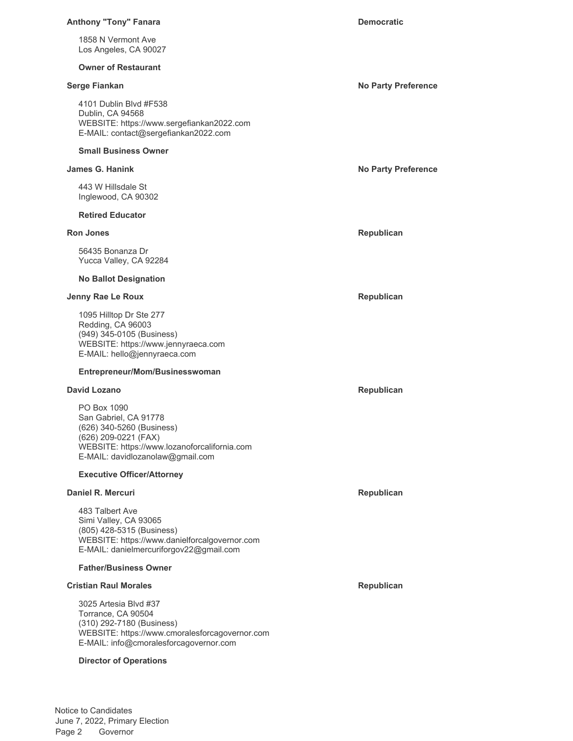**Anthony "Tony" Fanara** — **Democratic**

1858 N Vermont Ave
Los Angeles, CA 90027

**Owner of Restaurant**

**Serge Fiankan** — **No Party Preference**

4101 Dublin Blvd #F538
Dublin, CA 94568
WEBSITE: https://www.sergefiankan2022.com
E-MAIL: contact@sergefiankan2022.com

**Small Business Owner**

**James G. Hanink** — **No Party Preference**

443 W Hillsdale St
Inglewood, CA 90302

**Retired Educator**

**Ron Jones** — **Republican**

56435 Bonanza Dr
Yucca Valley, CA 92284

**No Ballot Designation**

**Jenny Rae Le Roux** — **Republican**

1095 Hilltop Dr Ste 277
Redding, CA 96003
(949) 345-0105 (Business)
WEBSITE: https://www.jennyraeca.com
E-MAIL: hello@jennyraeca.com

**Entrepreneur/Mom/Businesswoman**

**David Lozano** — **Republican**

PO Box 1090
San Gabriel, CA 91778
(626) 340-5260 (Business)
(626) 209-0221 (FAX)
WEBSITE: https://www.lozanoforcalifornia.com
E-MAIL: davidlozanolaw@gmail.com

**Executive Officer/Attorney**

**Daniel R. Mercuri** — **Republican**

483 Talbert Ave
Simi Valley, CA 93065
(805) 428-5315 (Business)
WEBSITE: https://www.danielforcalgovernor.com
E-MAIL: danielmercuriforgov22@gmail.com

**Father/Business Owner**

**Cristian Raul Morales** — **Republican**

3025 Artesia Blvd #37
Torrance, CA 90504
(310) 292-7180 (Business)
WEBSITE: https://www.cmoralesforcagovernor.com
E-MAIL: info@cmoralesforcagovernor.com

**Director of Operations**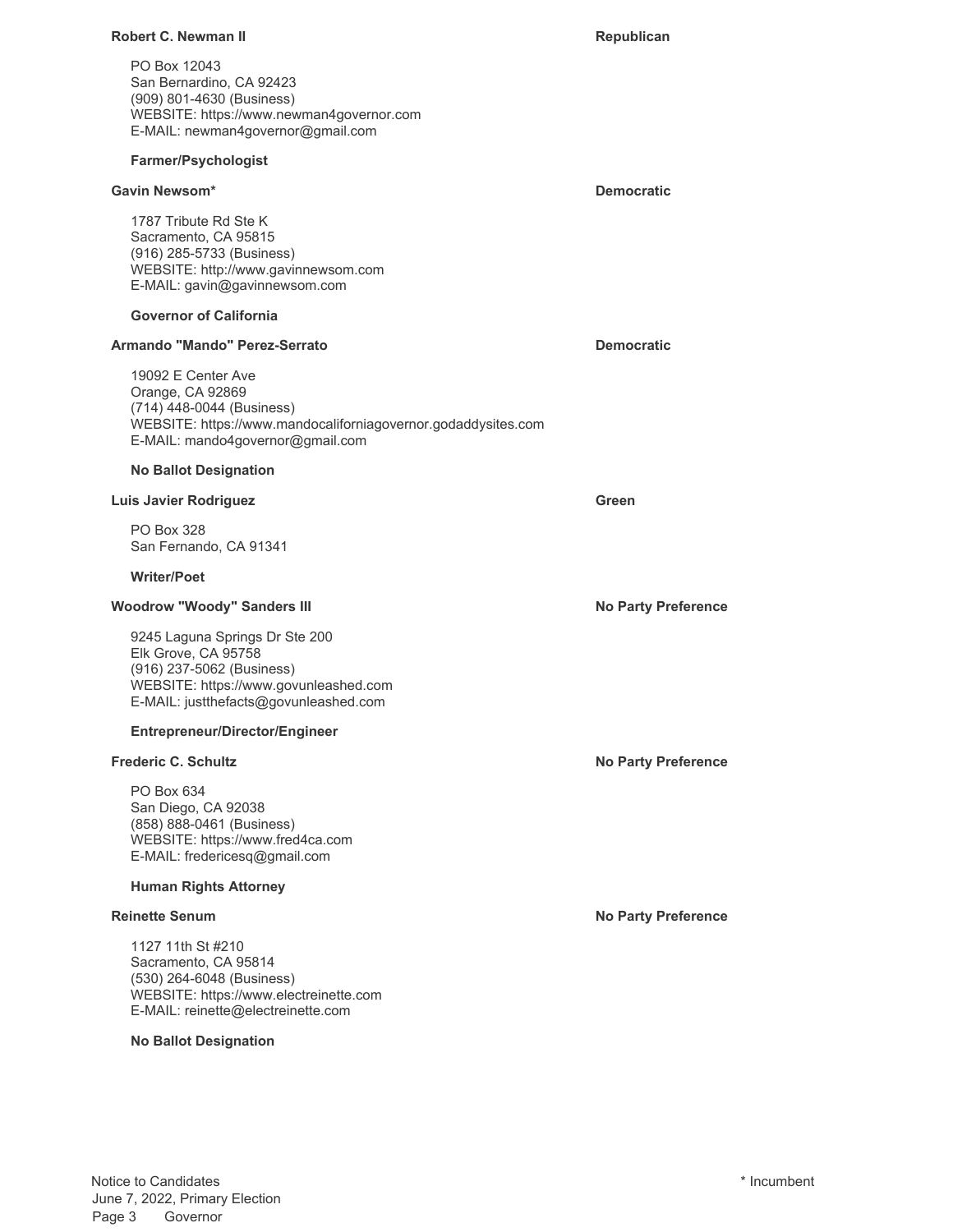**Robert C. Newman II** — **Republican**

PO Box 12043
San Bernardino, CA 92423
(909) 801-4630 (Business)
WEBSITE: https://www.newman4governor.com
E-MAIL: newman4governor@gmail.com

**Farmer/Psychologist**

**Gavin Newsom*** — **Democratic**

1787 Tribute Rd Ste K
Sacramento, CA 95815
(916) 285-5733 (Business)
WEBSITE: http://www.gavinnewsom.com
E-MAIL: gavin@gavinnewsom.com

**Governor of California**

**Armando "Mando" Perez-Serrato** — **Democratic**

19092 E Center Ave
Orange, CA 92869
(714) 448-0044 (Business)
WEBSITE: https://www.mandocaliforniagovernor.godaddysites.com
E-MAIL: mando4governor@gmail.com

**No Ballot Designation**

**Luis Javier Rodriguez** — **Green**

PO Box 328
San Fernando, CA 91341

**Writer/Poet**

**Woodrow "Woody" Sanders III** — **No Party Preference**

9245 Laguna Springs Dr Ste 200
Elk Grove, CA 95758
(916) 237-5062 (Business)
WEBSITE: https://www.govunleashed.com
E-MAIL: justthefacts@govunleashed.com

**Entrepreneur/Director/Engineer**

**Frederic C. Schultz** — **No Party Preference**

PO Box 634
San Diego, CA 92038
(858) 888-0461 (Business)
WEBSITE: https://www.fred4ca.com
E-MAIL: fredericesq@gmail.com

**Human Rights Attorney**

**Reinette Senum** — **No Party Preference**

1127 11th St #210
Sacramento, CA 95814
(530) 264-6048 (Business)
WEBSITE: https://www.electreinette.com
E-MAIL: reinette@electreinette.com

**No Ballot Designation**

* Incumbent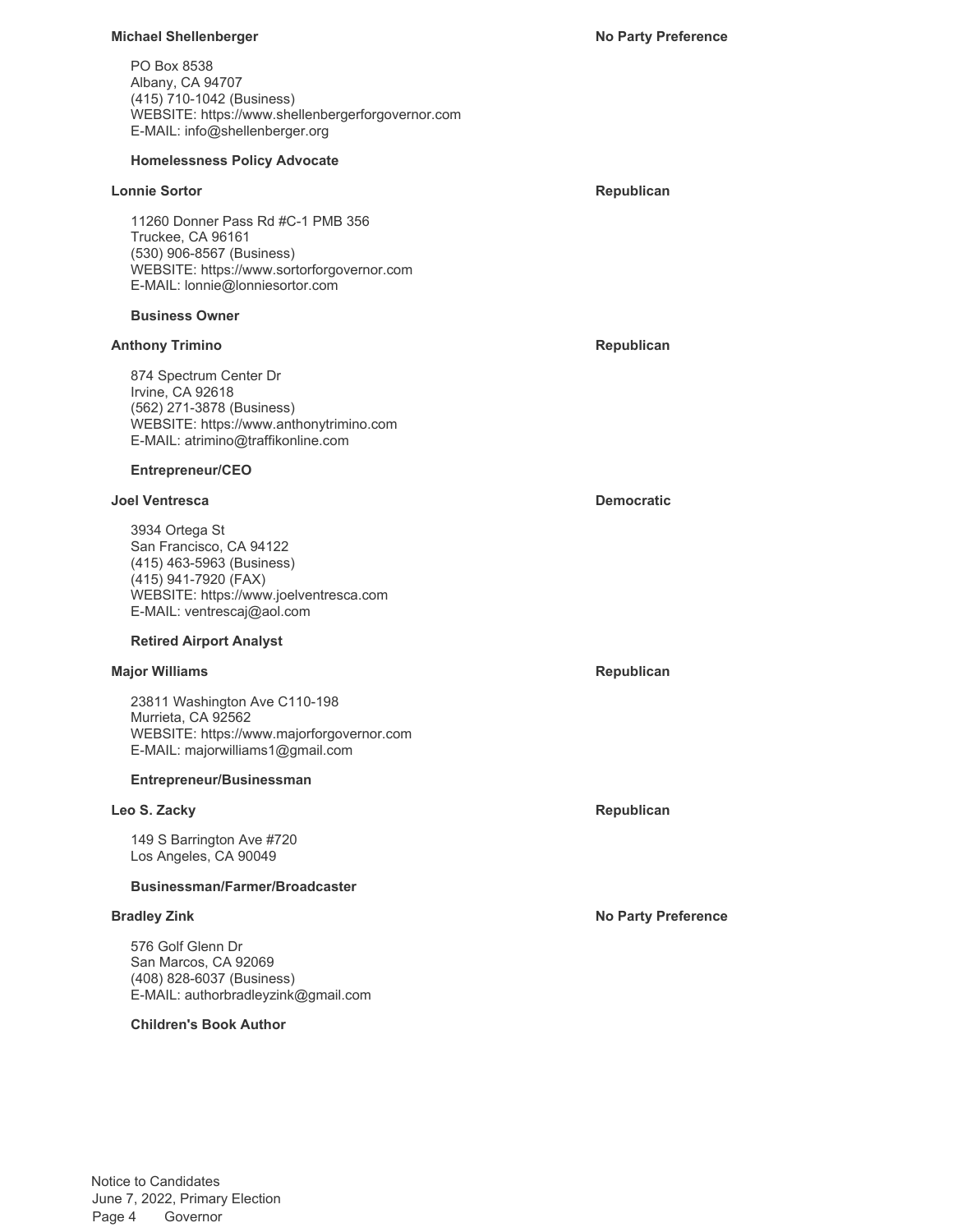**Michael Shellenberger** — **No Party Preference**

PO Box 8538
Albany, CA 94707
(415) 710-1042 (Business)
WEBSITE: https://www.shellenbergerforgovernor.com
E-MAIL: info@shellenberger.org

**Homelessness Policy Advocate**

**Lonnie Sortor** — **Republican**

11260 Donner Pass Rd #C-1 PMB 356
Truckee, CA 96161
(530) 906-8567 (Business)
WEBSITE: https://www.sortorforgovernor.com
E-MAIL: lonnie@lonniesortor.com

**Business Owner**

**Anthony Trimino** — **Republican**

874 Spectrum Center Dr
Irvine, CA 92618
(562) 271-3878 (Business)
WEBSITE: https://www.anthonytrimino.com
E-MAIL: atrimino@traffikonline.com

**Entrepreneur/CEO**

**Joel Ventresca** — **Democratic**

3934 Ortega St
San Francisco, CA 94122
(415) 463-5963 (Business)
(415) 941-7920 (FAX)
WEBSITE: https://www.joelventresca.com
E-MAIL: ventrescaj@aol.com

**Retired Airport Analyst**

**Major Williams** — **Republican**

23811 Washington Ave C110-198
Murrieta, CA 92562
WEBSITE: https://www.majorforgovernor.com
E-MAIL: majorwilliams1@gmail.com

**Entrepreneur/Businessman**

**Leo S. Zacky** — **Republican**

149 S Barrington Ave #720
Los Angeles, CA 90049

**Businessman/Farmer/Broadcaster**

**Bradley Zink** — **No Party Preference**

576 Golf Glenn Dr
San Marcos, CA 92069
(408) 828-6037 (Business)
E-MAIL: authorbradleyzink@gmail.com

**Children's Book Author**